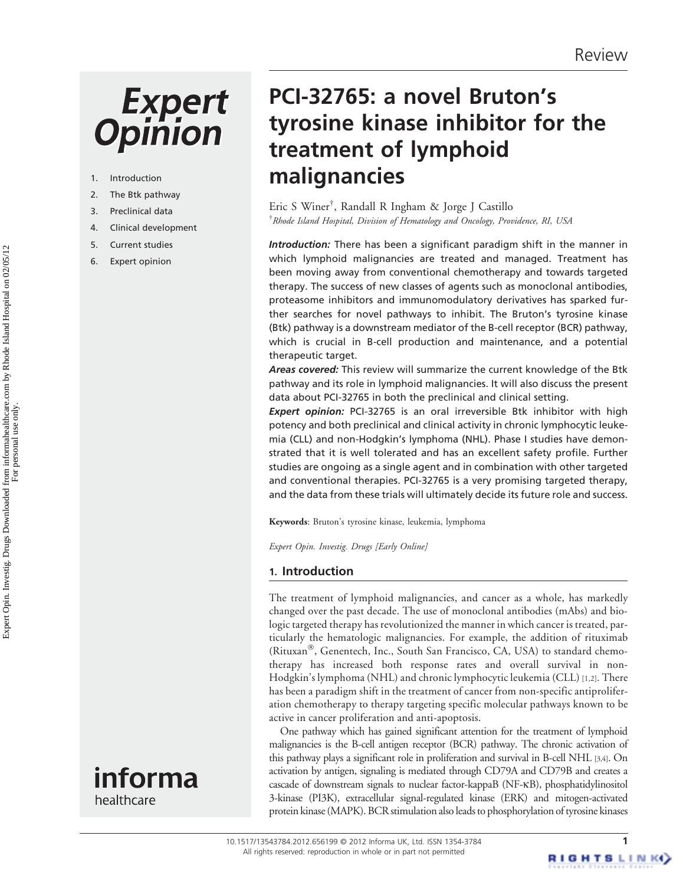Review

# PCI-32765: a novel Bruton's tyrosine kinase inhibitor for the treatment of lymphoid malignancies

Eric S Winer[†], Randall R Ingham & Jorge J Castillo

[†]*Rhode Island Hospital, Division of Hematology and Oncology, Providence, RI, USA*

1. Introduction
2. The Btk pathway
3. Preclinical data
4. Clinical development
5. Current studies
6. Expert opinion

***Introduction:*** There has been a significant paradigm shift in the manner in which lymphoid malignancies are treated and managed. Treatment has been moving away from conventional chemotherapy and towards targeted therapy. The success of new classes of agents such as monoclonal antibodies, proteasome inhibitors and immunomodulatory derivatives has sparked further searches for novel pathways to inhibit. The Bruton's tyrosine kinase (Btk) pathway is a downstream mediator of the B-cell receptor (BCR) pathway, which is crucial in B-cell production and maintenance, and a potential therapeutic target.

***Areas covered:*** This review will summarize the current knowledge of the Btk pathway and its role in lymphoid malignancies. It will also discuss the present data about PCI-32765 in both the preclinical and clinical setting.

***Expert opinion:*** PCI-32765 is an oral irreversible Btk inhibitor with high potency and both preclinical and clinical activity in chronic lymphocytic leukemia (CLL) and non-Hodgkin's lymphoma (NHL). Phase I studies have demonstrated that it is well tolerated and has an excellent safety profile. Further studies are ongoing as a single agent and in combination with other targeted and conventional therapies. PCI-32765 is a very promising targeted therapy, and the data from these trials will ultimately decide its future role and success.

**Keywords**: Bruton's tyrosine kinase, leukemia, lymphoma

*Expert Opin. Investig. Drugs [Early Online]*

## 1. Introduction

The treatment of lymphoid malignancies, and cancer as a whole, has markedly changed over the past decade. The use of monoclonal antibodies (mAbs) and biologic targeted therapy has revolutionized the manner in which cancer is treated, particularly the hematologic malignancies. For example, the addition of rituximab (Rituxan®, Genentech, Inc., South San Francisco, CA, USA) to standard chemotherapy has increased both response rates and overall survival in non-Hodgkin's lymphoma (NHL) and chronic lymphocytic leukemia (CLL) [1,2]. There has been a paradigm shift in the treatment of cancer from non-specific antiproliferation chemotherapy to therapy targeting specific molecular pathways known to be active in cancer proliferation and anti-apoptosis.

One pathway which has gained significant attention for the treatment of lymphoid malignancies is the B-cell antigen receptor (BCR) pathway. The chronic activation of this pathway plays a significant role in proliferation and survival in B-cell NHL [3,4]. On activation by antigen, signaling is mediated through CD79A and CD79B and creates a cascade of downstream signals to nuclear factor-kappaB (NF-κB), phosphatidylinositol 3-kinase (PI3K), extracellular signal-regulated kinase (ERK) and mitogen-activated protein kinase (MAPK). BCR stimulation also leads to phosphorylation of tyrosine kinases

10.1517/13543784.2012.656199 © 2012 Informa UK, Ltd. ISSN 1354-3784
All rights reserved: reproduction in whole or in part not permitted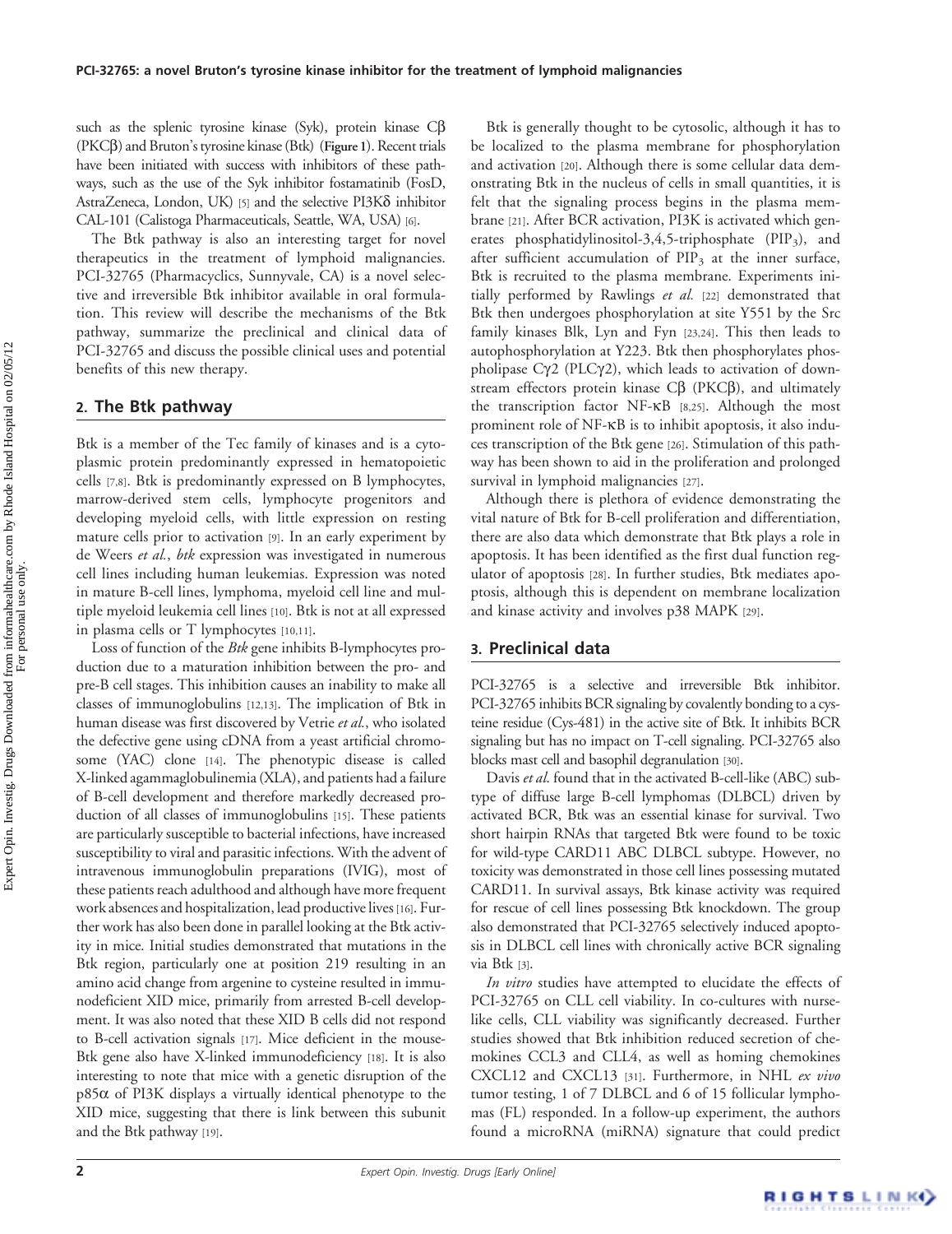such as the splenic tyrosine kinase (Syk), protein kinase Cβ (PKCβ) and Bruton's tyrosine kinase (Btk) (**Figure 1**). Recent trials have been initiated with success with inhibitors of these pathways, such as the use of the Syk inhibitor fostamatinib (FosD, AstraZeneca, London, UK) [5] and the selective PI3Kδ inhibitor CAL-101 (Calistoga Pharmaceuticals, Seattle, WA, USA) [6].

The Btk pathway is also an interesting target for novel therapeutics in the treatment of lymphoid malignancies. PCI-32765 (Pharmacyclics, Sunnyvale, CA) is a novel selective and irreversible Btk inhibitor available in oral formulation. This review will describe the mechanisms of the Btk pathway, summarize the preclinical and clinical data of PCI-32765 and discuss the possible clinical uses and potential benefits of this new therapy.

## 2. The Btk pathway

Btk is a member of the Tec family of kinases and is a cytoplasmic protein predominantly expressed in hematopoietic cells [7,8]. Btk is predominantly expressed on B lymphocytes, marrow-derived stem cells, lymphocyte progenitors and developing myeloid cells, with little expression on resting mature cells prior to activation [9]. In an early experiment by de Weers *et al.*, *btk* expression was investigated in numerous cell lines including human leukemias. Expression was noted in mature B-cell lines, lymphoma, myeloid cell line and multiple myeloid leukemia cell lines [10]. Btk is not at all expressed in plasma cells or T lymphocytes [10,11].

Loss of function of the *Btk* gene inhibits B-lymphocytes production due to a maturation inhibition between the pro- and pre-B cell stages. This inhibition causes an inability to make all classes of immunoglobulins [12,13]. The implication of Btk in human disease was first discovered by Vetrie *et al.*, who isolated the defective gene using cDNA from a yeast artificial chromosome (YAC) clone [14]. The phenotypic disease is called X-linked agammaglobulinemia (XLA), and patients had a failure of B-cell development and therefore markedly decreased production of all classes of immunoglobulins [15]. These patients are particularly susceptible to bacterial infections, have increased susceptibility to viral and parasitic infections. With the advent of intravenous immunoglobulin preparations (IVIG), most of these patients reach adulthood and although have more frequent work absences and hospitalization, lead productive lives [16]. Further work has also been done in parallel looking at the Btk activity in mice. Initial studies demonstrated that mutations in the Btk region, particularly one at position 219 resulting in an amino acid change from argenine to cysteine resulted in immunodeficient XID mice, primarily from arrested B-cell development. It was also noted that these XID B cells did not respond to B-cell activation signals [17]. Mice deficient in the mouse-Btk gene also have X-linked immunodeficiency [18]. It is also interesting to note that mice with a genetic disruption of the p85α of PI3K displays a virtually identical phenotype to the XID mice, suggesting that there is link between this subunit and the Btk pathway [19].

Btk is generally thought to be cytosolic, although it has to be localized to the plasma membrane for phosphorylation and activation [20]. Although there is some cellular data demonstrating Btk in the nucleus of cells in small quantities, it is felt that the signaling process begins in the plasma membrane [21]. After BCR activation, PI3K is activated which generates phosphatidylinositol-3,4,5-triphosphate ($PIP_3$), and after sufficient accumulation of $PIP_3$ at the inner surface, Btk is recruited to the plasma membrane. Experiments initially performed by Rawlings *et al.* [22] demonstrated that Btk then undergoes phosphorylation at site Y551 by the Src family kinases Blk, Lyn and Fyn [23,24]. This then leads to autophosphorylation at Y223. Btk then phosphorylates phospholipase Cγ2 (PLCγ2), which leads to activation of downstream effectors protein kinase Cβ (PKCβ), and ultimately the transcription factor NF-κB [8,25]. Although the most prominent role of NF-κB is to inhibit apoptosis, it also induces transcription of the Btk gene [26]. Stimulation of this pathway has been shown to aid in the proliferation and prolonged survival in lymphoid malignancies [27].

Although there is plethora of evidence demonstrating the vital nature of Btk for B-cell proliferation and differentiation, there are also data which demonstrate that Btk plays a role in apoptosis. It has been identified as the first dual function regulator of apoptosis [28]. In further studies, Btk mediates apoptosis, although this is dependent on membrane localization and kinase activity and involves p38 MAPK [29].

## 3. Preclinical data

PCI-32765 is a selective and irreversible Btk inhibitor. PCI-32765 inhibits BCR signaling by covalently bonding to a cysteine residue (Cys-481) in the active site of Btk. It inhibits BCR signaling but has no impact on T-cell signaling. PCI-32765 also blocks mast cell and basophil degranulation [30].

Davis *et al.* found that in the activated B-cell-like (ABC) subtype of diffuse large B-cell lymphomas (DLBCL) driven by activated BCR, Btk was an essential kinase for survival. Two short hairpin RNAs that targeted Btk were found to be toxic for wild-type CARD11 ABC DLBCL subtype. However, no toxicity was demonstrated in those cell lines possessing mutated CARD11. In survival assays, Btk kinase activity was required for rescue of cell lines possessing Btk knockdown. The group also demonstrated that PCI-32765 selectively induced apoptosis in DLBCL cell lines with chronically active BCR signaling via Btk [3].

*In vitro* studies have attempted to elucidate the effects of PCI-32765 on CLL cell viability. In co-cultures with nurse-like cells, CLL viability was significantly decreased. Further studies showed that Btk inhibition reduced secretion of chemokines CCL3 and CLL4, as well as homing chemokines CXCL12 and CXCL13 [31]. Furthermore, in NHL *ex vivo* tumor testing, 1 of 7 DLBCL and 6 of 15 follicular lymphomas (FL) responded. In a follow-up experiment, the authors found a microRNA (miRNA) signature that could predict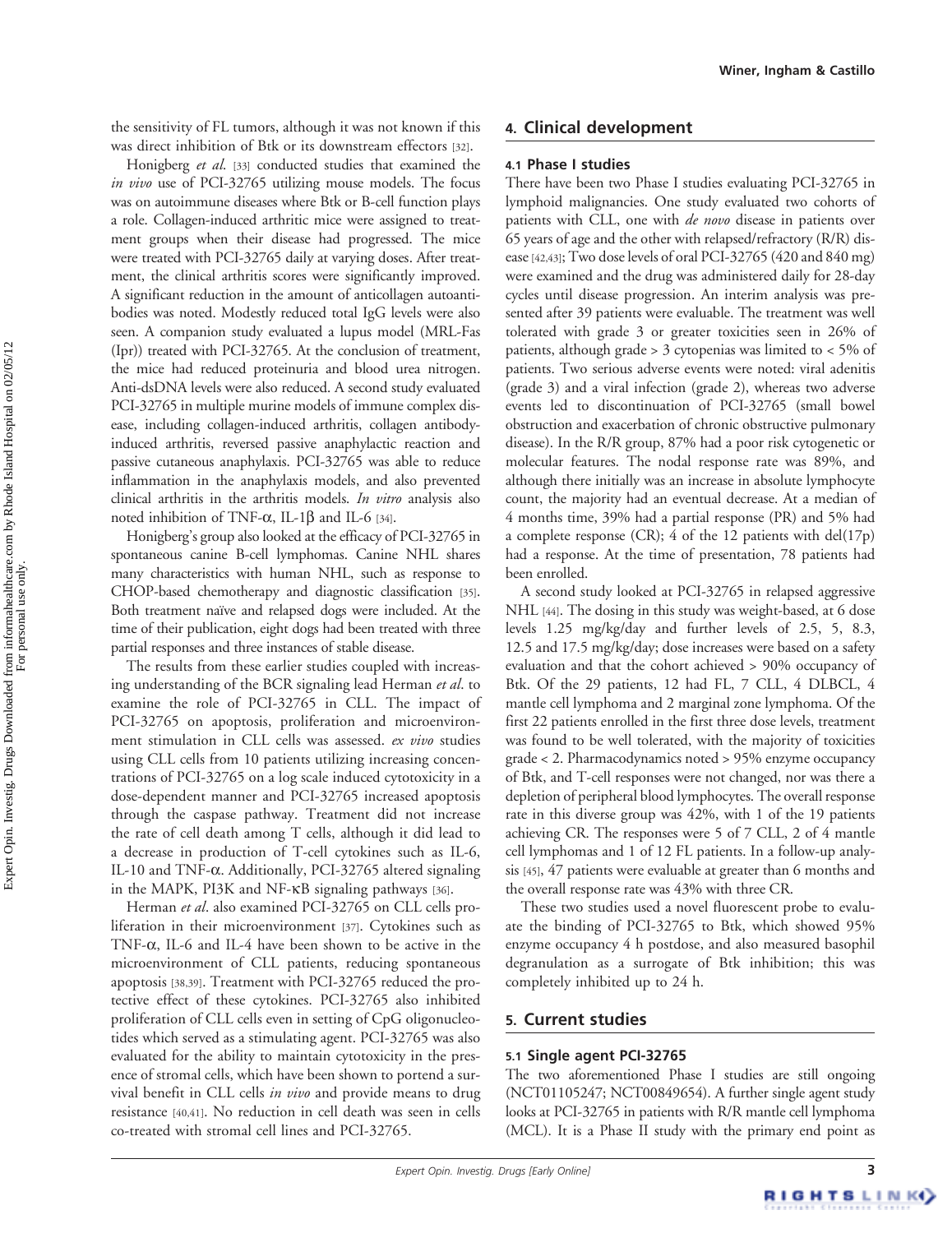the sensitivity of FL tumors, although it was not known if this was direct inhibition of Btk or its downstream effectors [32].

Honigberg *et al*. [33] conducted studies that examined the *in vivo* use of PCI-32765 utilizing mouse models. The focus was on autoimmune diseases where Btk or B-cell function plays a role. Collagen-induced arthritic mice were assigned to treatment groups when their disease had progressed. The mice were treated with PCI-32765 daily at varying doses. After treatment, the clinical arthritis scores were significantly improved. A significant reduction in the amount of anticollagen autoantibodies was noted. Modestly reduced total IgG levels were also seen. A companion study evaluated a lupus model (MRL-Fas (Ipr)) treated with PCI-32765. At the conclusion of treatment, the mice had reduced proteinuria and blood urea nitrogen. Anti-dsDNA levels were also reduced. A second study evaluated PCI-32765 in multiple murine models of immune complex disease, including collagen-induced arthritis, collagen antibody-induced arthritis, reversed passive anaphylactic reaction and passive cutaneous anaphylaxis. PCI-32765 was able to reduce inflammation in the anaphylaxis models, and also prevented clinical arthritis in the arthritis models. *In vitro* analysis also noted inhibition of TNF-α, IL-1β and IL-6 [34].

Honigberg's group also looked at the efficacy of PCI-32765 in spontaneous canine B-cell lymphomas. Canine NHL shares many characteristics with human NHL, such as response to CHOP-based chemotherapy and diagnostic classification [35]. Both treatment naïve and relapsed dogs were included. At the time of their publication, eight dogs had been treated with three partial responses and three instances of stable disease.

The results from these earlier studies coupled with increasing understanding of the BCR signaling lead Herman *et al*. to examine the role of PCI-32765 in CLL. The impact of PCI-32765 on apoptosis, proliferation and microenvironment stimulation in CLL cells was assessed. *ex vivo* studies using CLL cells from 10 patients utilizing increasing concentrations of PCI-32765 on a log scale induced cytotoxicity in a dose-dependent manner and PCI-32765 increased apoptosis through the caspase pathway. Treatment did not increase the rate of cell death among T cells, although it did lead to a decrease in production of T-cell cytokines such as IL-6, IL-10 and TNF-α. Additionally, PCI-32765 altered signaling in the MAPK, PI3K and NF-κB signaling pathways [36].

Herman *et al*. also examined PCI-32765 on CLL cells proliferation in their microenvironment [37]. Cytokines such as TNF-α, IL-6 and IL-4 have been shown to be active in the microenvironment of CLL patients, reducing spontaneous apoptosis [38,39]. Treatment with PCI-32765 reduced the protective effect of these cytokines. PCI-32765 also inhibited proliferation of CLL cells even in setting of CpG oligonucleotides which served as a stimulating agent. PCI-32765 was also evaluated for the ability to maintain cytotoxicity in the presence of stromal cells, which have been shown to portend a survival benefit in CLL cells *in vivo* and provide means to drug resistance [40,41]. No reduction in cell death was seen in cells co-treated with stromal cell lines and PCI-32765.

## 4. Clinical development

### 4.1 Phase I studies

There have been two Phase I studies evaluating PCI-32765 in lymphoid malignancies. One study evaluated two cohorts of patients with CLL, one with *de novo* disease in patients over 65 years of age and the other with relapsed/refractory (R/R) disease [42,43]; Two dose levels of oral PCI-32765 (420 and 840 mg) were examined and the drug was administered daily for 28-day cycles until disease progression. An interim analysis was presented after 39 patients were evaluable. The treatment was well tolerated with grade 3 or greater toxicities seen in 26% of patients, although grade > 3 cytopenias was limited to < 5% of patients. Two serious adverse events were noted: viral adenitis (grade 3) and a viral infection (grade 2), whereas two adverse events led to discontinuation of PCI-32765 (small bowel obstruction and exacerbation of chronic obstructive pulmonary disease). In the R/R group, 87% had a poor risk cytogenetic or molecular features. The nodal response rate was 89%, and although there initially was an increase in absolute lymphocyte count, the majority had an eventual decrease. At a median of 4 months time, 39% had a partial response (PR) and 5% had a complete response (CR); 4 of the 12 patients with del(17p) had a response. At the time of presentation, 78 patients had been enrolled.

A second study looked at PCI-32765 in relapsed aggressive NHL [44]. The dosing in this study was weight-based, at 6 dose levels 1.25 mg/kg/day and further levels of 2.5, 5, 8.3, 12.5 and 17.5 mg/kg/day; dose increases were based on a safety evaluation and that the cohort achieved > 90% occupancy of Btk. Of the 29 patients, 12 had FL, 7 CLL, 4 DLBCL, 4 mantle cell lymphoma and 2 marginal zone lymphoma. Of the first 22 patients enrolled in the first three dose levels, treatment was found to be well tolerated, with the majority of toxicities grade < 2. Pharmacodynamics noted > 95% enzyme occupancy of Btk, and T-cell responses were not changed, nor was there a depletion of peripheral blood lymphocytes. The overall response rate in this diverse group was 42%, with 1 of the 19 patients achieving CR. The responses were 5 of 7 CLL, 2 of 4 mantle cell lymphomas and 1 of 12 FL patients. In a follow-up analysis [45], 47 patients were evaluable at greater than 6 months and the overall response rate was 43% with three CR.

These two studies used a novel fluorescent probe to evaluate the binding of PCI-32765 to Btk, which showed 95% enzyme occupancy 4 h postdose, and also measured basophil degranulation as a surrogate of Btk inhibition; this was completely inhibited up to 24 h.

## 5. Current studies

### 5.1 Single agent PCI-32765

The two aforementioned Phase I studies are still ongoing (NCT01105247; NCT00849654). A further single agent study looks at PCI-32765 in patients with R/R mantle cell lymphoma (MCL). It is a Phase II study with the primary end point as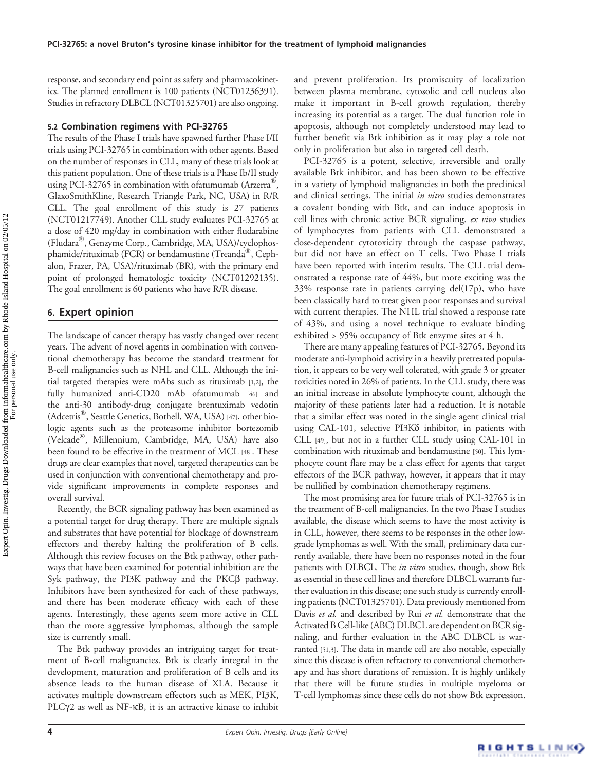response, and secondary end point as safety and pharmacokinetics. The planned enrollment is 100 patients (NCT01236391). Studies in refractory DLBCL (NCT01325701) are also ongoing.

### 5.2 Combination regimens with PCI-32765

The results of the Phase I trials have spawned further Phase I/II trials using PCI-32765 in combination with other agents. Based on the number of responses in CLL, many of these trials look at this patient population. One of these trials is a Phase Ib/II study using PCI-32765 in combination with ofatumumab (Arzerra®, GlaxoSmithKline, Research Triangle Park, NC, USA) in R/R CLL. The goal enrollment of this study is 27 patients (NCT01217749). Another CLL study evaluates PCI-32765 at a dose of 420 mg/day in combination with either fludarabine (Fludara®, Genzyme Corp., Cambridge, MA, USA)/cyclophosphamide/rituximab (FCR) or bendamustine (Treanda®, Cephalon, Frazer, PA, USA)/rituximab (BR), with the primary end point of prolonged hematologic toxicity (NCT01292135). The goal enrollment is 60 patients who have R/R disease.

## 6. Expert opinion

The landscape of cancer therapy has vastly changed over recent years. The advent of novel agents in combination with conventional chemotherapy has become the standard treatment for B-cell malignancies such as NHL and CLL. Although the initial targeted therapies were mAbs such as rituximab [1,2], the fully humanized anti-CD20 mAb ofatumumab [46] and the anti-30 antibody-drug conjugate brentuximab vedotin (Adcetris®, Seattle Genetics, Bothell, WA, USA) [47], other biologic agents such as the proteasome inhibitor bortezomib (Velcade®, Millennium, Cambridge, MA, USA) have also been found to be effective in the treatment of MCL [48]. These drugs are clear examples that novel, targeted therapeutics can be used in conjunction with conventional chemotherapy and provide significant improvements in complete responses and overall survival.

Recently, the BCR signaling pathway has been examined as a potential target for drug therapy. There are multiple signals and substrates that have potential for blockage of downstream effectors and thereby halting the proliferation of B cells. Although this review focuses on the Btk pathway, other pathways that have been examined for potential inhibition are the Syk pathway, the PI3K pathway and the PKCβ pathway. Inhibitors have been synthesized for each of these pathways, and there has been moderate efficacy with each of these agents. Interestingly, these agents seem more active in CLL than the more aggressive lymphomas, although the sample size is currently small.

The Btk pathway provides an intriguing target for treatment of B-cell malignancies. Btk is clearly integral in the development, maturation and proliferation of B cells and its absence leads to the human disease of XLA. Because it activates multiple downstream effectors such as MEK, PI3K, PLCγ2 as well as NF-κB, it is an attractive kinase to inhibit and prevent proliferation. Its promiscuity of localization between plasma membrane, cytosolic and cell nucleus also make it important in B-cell growth regulation, thereby increasing its potential as a target. The dual function role in apoptosis, although not completely understood may lead to further benefit via Btk inhibition as it may play a role not only in proliferation but also in targeted cell death.

PCI-32765 is a potent, selective, irreversible and orally available Btk inhibitor, and has been shown to be effective in a variety of lymphoid malignancies in both the preclinical and clinical settings. The initial *in vitro* studies demonstrates a covalent bonding with Btk, and can induce apoptosis in cell lines with chronic active BCR signaling. *ex vivo* studies of lymphocytes from patients with CLL demonstrated a dose-dependent cytotoxicity through the caspase pathway, but did not have an effect on T cells. Two Phase I trials have been reported with interim results. The CLL trial demonstrated a response rate of 44%, but more exciting was the 33% response rate in patients carrying del(17p), who have been classically hard to treat given poor responses and survival with current therapies. The NHL trial showed a response rate of 43%, and using a novel technique to evaluate binding exhibited > 95% occupancy of Btk enzyme sites at 4 h.

There are many appealing features of PCI-32765. Beyond its moderate anti-lymphoid activity in a heavily pretreated population, it appears to be very well tolerated, with grade 3 or greater toxicities noted in 26% of patients. In the CLL study, there was an initial increase in absolute lymphocyte count, although the majority of these patients later had a reduction. It is notable that a similar effect was noted in the single agent clinical trial using CAL-101, selective PI3Kδ inhibitor, in patients with CLL [49], but not in a further CLL study using CAL-101 in combination with rituximab and bendamustine [50]. This lymphocyte count flare may be a class effect for agents that target effectors of the BCR pathway, however, it appears that it may be nullified by combination chemotherapy regimens.

The most promising area for future trials of PCI-32765 is in the treatment of B-cell malignancies. In the two Phase I studies available, the disease which seems to have the most activity is in CLL, however, there seems to be responses in the other low-grade lymphomas as well. With the small, preliminary data currently available, there have been no responses noted in the four patients with DLBCL. The *in vitro* studies, though, show Btk as essential in these cell lines and therefore DLBCL warrants further evaluation in this disease; one such study is currently enrolling patients (NCT01325701). Data previously mentioned from Davis *et al.* and described by Rui *et al.* demonstrate that the Activated B Cell-like (ABC) DLBCL are dependent on BCR signaling, and further evaluation in the ABC DLBCL is warranted [51,3]. The data in mantle cell are also notable, especially since this disease is often refractory to conventional chemotherapy and has short durations of remission. It is highly unlikely that there will be future studies in multiple myeloma or T-cell lymphomas since these cells do not show Btk expression.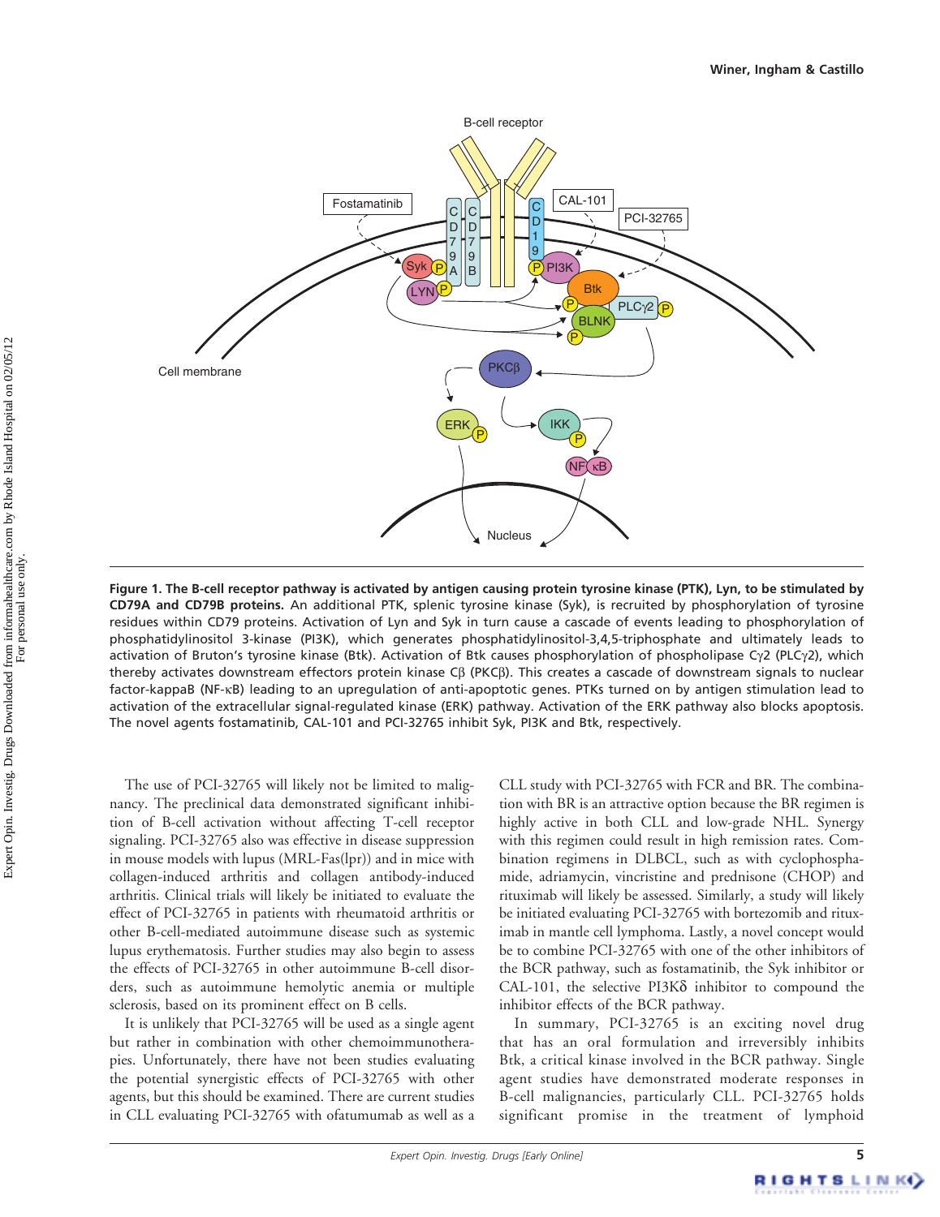**Figure 1. The B-cell receptor pathway is activated by antigen causing protein tyrosine kinase (PTK), Lyn, to be stimulated by CD79A and CD79B proteins.** An additional PTK, splenic tyrosine kinase (Syk), is recruited by phosphorylation of tyrosine residues within CD79 proteins. Activation of Lyn and Syk in turn cause a cascade of events leading to phosphorylation of phosphatidylinositol 3-kinase (PI3K), which generates phosphatidylinositol-3,4,5-triphosphate and ultimately leads to activation of Bruton's tyrosine kinase (Btk). Activation of Btk causes phosphorylation of phospholipase Cγ2 (PLCγ2), which thereby activates downstream effectors protein kinase Cβ (PKCβ). This creates a cascade of downstream signals to nuclear factor-kappaB (NF-κB) leading to an upregulation of anti-apoptotic genes. PTKs turned on by antigen stimulation lead to activation of the extracellular signal-regulated kinase (ERK) pathway. Activation of the ERK pathway also blocks apoptosis. The novel agents fostamatinib, CAL-101 and PCI-32765 inhibit Syk, PI3K and Btk, respectively.

The use of PCI-32765 will likely not be limited to malignancy. The preclinical data demonstrated significant inhibition of B-cell activation without affecting T-cell receptor signaling. PCI-32765 also was effective in disease suppression in mouse models with lupus (MRL-Fas(lpr)) and in mice with collagen-induced arthritis and collagen antibody-induced arthritis. Clinical trials will likely be initiated to evaluate the effect of PCI-32765 in patients with rheumatoid arthritis or other B-cell-mediated autoimmune disease such as systemic lupus erythematosis. Further studies may also begin to assess the effects of PCI-32765 in other autoimmune B-cell disorders, such as autoimmune hemolytic anemia or multiple sclerosis, based on its prominent effect on B cells.

It is unlikely that PCI-32765 will be used as a single agent but rather in combination with other chemoimmunotherapies. Unfortunately, there have not been studies evaluating the potential synergistic effects of PCI-32765 with other agents, but this should be examined. There are current studies in CLL evaluating PCI-32765 with ofatumumab as well as a CLL study with PCI-32765 with FCR and BR. The combination with BR is an attractive option because the BR regimen is highly active in both CLL and low-grade NHL. Synergy with this regimen could result in high remission rates. Combination regimens in DLBCL, such as with cyclophosphamide, adriamycin, vincristine and prednisone (CHOP) and rituximab will likely be assessed. Similarly, a study will likely be initiated evaluating PCI-32765 with bortezomib and rituximab in mantle cell lymphoma. Lastly, a novel concept would be to combine PCI-32765 with one of the other inhibitors of the BCR pathway, such as fostamatinib, the Syk inhibitor or CAL-101, the selective PI3Kδ inhibitor to compound the inhibitor effects of the BCR pathway.

In summary, PCI-32765 is an exciting novel drug that has an oral formulation and irreversibly inhibits Btk, a critical kinase involved in the BCR pathway. Single agent studies have demonstrated moderate responses in B-cell malignancies, particularly CLL. PCI-32765 holds significant promise in the treatment of lymphoid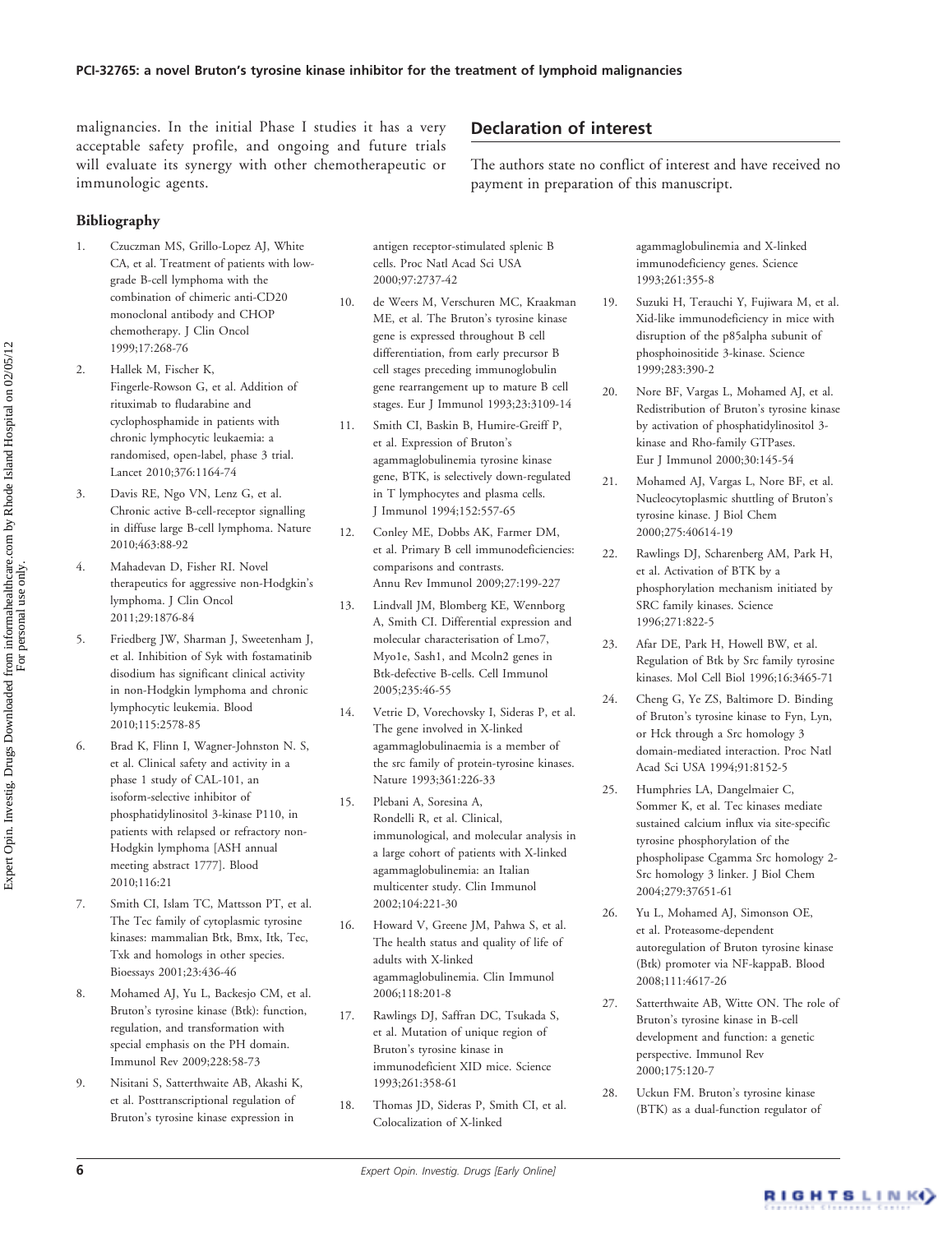malignancies. In the initial Phase I studies it has a very acceptable safety profile, and ongoing and future trials will evaluate its synergy with other chemotherapeutic or immunologic agents.

## Declaration of interest

The authors state no conflict of interest and have received no payment in preparation of this manuscript.

### Bibliography

1. Czuczman MS, Grillo-Lopez AJ, White CA, et al. Treatment of patients with low-grade B-cell lymphoma with the combination of chimeric anti-CD20 monoclonal antibody and CHOP chemotherapy. J Clin Oncol 1999;17:268-76
2. Hallek M, Fischer K, Fingerle-Rowson G, et al. Addition of rituximab to fludarabine and cyclophosphamide in patients with chronic lymphocytic leukaemia: a randomised, open-label, phase 3 trial. Lancet 2010;376:1164-74
3. Davis RE, Ngo VN, Lenz G, et al. Chronic active B-cell-receptor signalling in diffuse large B-cell lymphoma. Nature 2010;463:88-92
4. Mahadevan D, Fisher RI. Novel therapeutics for aggressive non-Hodgkin's lymphoma. J Clin Oncol 2011;29:1876-84
5. Friedberg JW, Sharman J, Sweetenham J, et al. Inhibition of Syk with fostamatinib disodium has significant clinical activity in non-Hodgkin lymphoma and chronic lymphocytic leukemia. Blood 2010;115:2578-85
6. Brad K, Flinn I, Wagner-Johnston N. S, et al. Clinical safety and activity in a phase 1 study of CAL-101, an isoform-selective inhibitor of phosphatidylinositol 3-kinase P110, in patients with relapsed or refractory non-Hodgkin lymphoma [ASH annual meeting abstract 1777]. Blood 2010;116:21
7. Smith CI, Islam TC, Mattsson PT, et al. The Tec family of cytoplasmic tyrosine kinases: mammalian Btk, Bmx, Itk, Tec, Txk and homologs in other species. Bioessays 2001;23:436-46
8. Mohamed AJ, Yu L, Backesjo CM, et al. Bruton's tyrosine kinase (Btk): function, regulation, and transformation with special emphasis on the PH domain. Immunol Rev 2009;228:58-73
9. Nisitani S, Satterthwaite AB, Akashi K, et al. Posttranscriptional regulation of Bruton's tyrosine kinase expression in antigen receptor-stimulated splenic B cells. Proc Natl Acad Sci USA 2000;97:2737-42
10. de Weers M, Verschuren MC, Kraakman ME, et al. The Bruton's tyrosine kinase gene is expressed throughout B cell differentiation, from early precursor B cell stages preceding immunoglobulin gene rearrangement up to mature B cell stages. Eur J Immunol 1993;23:3109-14
11. Smith CI, Baskin B, Humire-Greiff P, et al. Expression of Bruton's agammaglobulinemia tyrosine kinase gene, BTK, is selectively down-regulated in T lymphocytes and plasma cells. J Immunol 1994;152:557-65
12. Conley ME, Dobbs AK, Farmer DM, et al. Primary B cell immunodeficiencies: comparisons and contrasts. Annu Rev Immunol 2009;27:199-227
13. Lindvall JM, Blomberg KE, Wennborg A, Smith CI. Differential expression and molecular characterisation of Lmo7, Myo1e, Sash1, and Mcoln2 genes in Btk-defective B-cells. Cell Immunol 2005;235:46-55
14. Vetrie D, Vorechovsky I, Sideras P, et al. The gene involved in X-linked agammaglobulinaemia is a member of the src family of protein-tyrosine kinases. Nature 1993;361:226-33
15. Plebani A, Soresina A, Rondelli R, et al. Clinical, immunological, and molecular analysis in a large cohort of patients with X-linked agammaglobulinemia: an Italian multicenter study. Clin Immunol 2002;104:221-30
16. Howard V, Greene JM, Pahwa S, et al. The health status and quality of life of adults with X-linked agammaglobulinemia. Clin Immunol 2006;118:201-8
17. Rawlings DJ, Saffran DC, Tsukada S, et al. Mutation of unique region of Bruton's tyrosine kinase in immunodeficient XID mice. Science 1993;261:358-61
18. Thomas JD, Sideras P, Smith CI, et al. Colocalization of X-linked agammaglobulinemia and X-linked immunodeficiency genes. Science 1993;261:355-8
19. Suzuki H, Terauchi Y, Fujiwara M, et al. Xid-like immunodeficiency in mice with disruption of the p85alpha subunit of phosphoinositide 3-kinase. Science 1999;283:390-2
20. Nore BF, Vargas L, Mohamed AJ, et al. Redistribution of Bruton's tyrosine kinase by activation of phosphatidylinositol 3-kinase and Rho-family GTPases. Eur J Immunol 2000;30:145-54
21. Mohamed AJ, Vargas L, Nore BF, et al. Nucleocytoplasmic shuttling of Bruton's tyrosine kinase. J Biol Chem 2000;275:40614-19
22. Rawlings DJ, Scharenberg AM, Park H, et al. Activation of BTK by a phosphorylation mechanism initiated by SRC family kinases. Science 1996;271:822-5
23. Afar DE, Park H, Howell BW, et al. Regulation of Btk by Src family tyrosine kinases. Mol Cell Biol 1996;16:3465-71
24. Cheng G, Ye ZS, Baltimore D. Binding of Bruton's tyrosine kinase to Fyn, Lyn, or Hck through a Src homology 3 domain-mediated interaction. Proc Natl Acad Sci USA 1994;91:8152-5
25. Humphries LA, Dangelmaier C, Sommer K, et al. Tec kinases mediate sustained calcium influx via site-specific tyrosine phosphorylation of the phospholipase Cgamma Src homology 2-Src homology 3 linker. J Biol Chem 2004;279:37651-61
26. Yu L, Mohamed AJ, Simonson OE, et al. Proteasome-dependent autoregulation of Bruton tyrosine kinase (Btk) promoter via NF-kappaB. Blood 2008;111:4617-26
27. Satterthwaite AB, Witte ON. The role of Bruton's tyrosine kinase in B-cell development and function: a genetic perspective. Immunol Rev 2000;175:120-7
28. Uckun FM. Bruton's tyrosine kinase (BTK) as a dual-function regulator of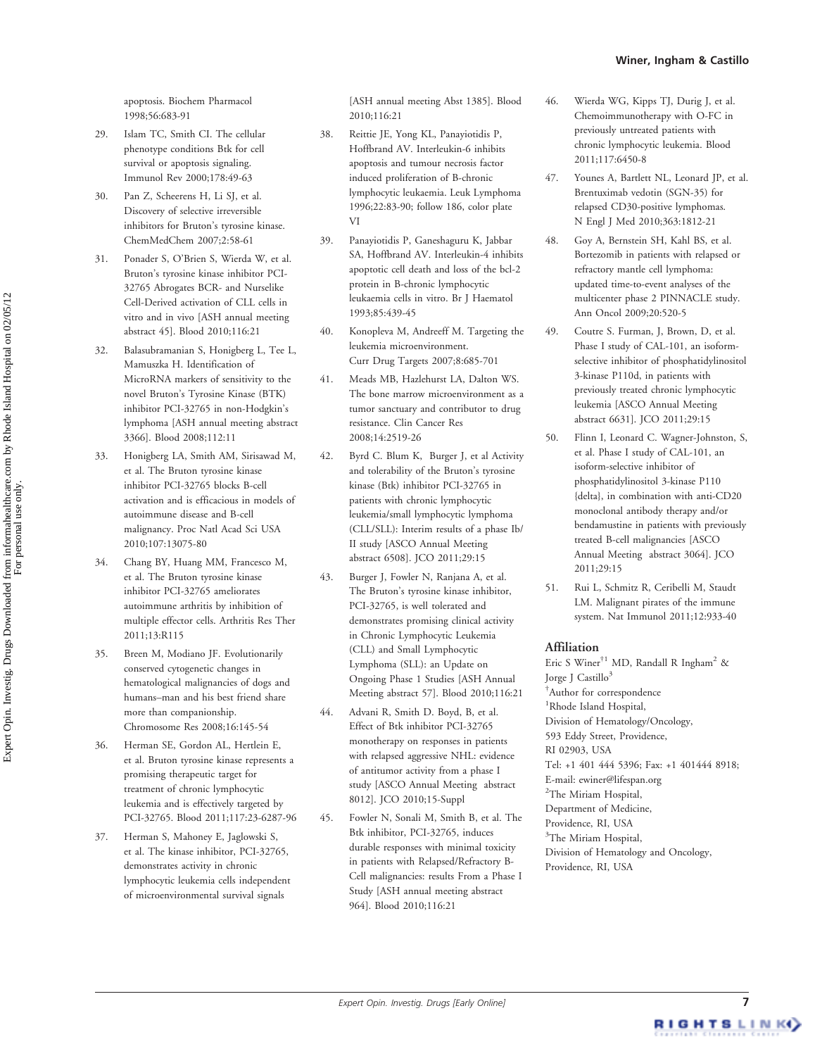apoptosis. Biochem Pharmacol 1998;56:683-91

29. Islam TC, Smith CI. The cellular phenotype conditions Btk for cell survival or apoptosis signaling. Immunol Rev 2000;178:49-63

30. Pan Z, Scheerens H, Li SJ, et al. Discovery of selective irreversible inhibitors for Bruton's tyrosine kinase. ChemMedChem 2007;2:58-61

31. Ponader S, O'Brien S, Wierda W, et al. Bruton's tyrosine kinase inhibitor PCI-32765 Abrogates BCR- and Nurselike Cell-Derived activation of CLL cells in vitro and in vivo [ASH annual meeting abstract 45]. Blood 2010;116:21

32. Balasubramanian S, Honigberg L, Tee L, Mamuszka H. Identification of MicroRNA markers of sensitivity to the novel Bruton's Tyrosine Kinase (BTK) inhibitor PCI-32765 in non-Hodgkin's lymphoma [ASH annual meeting abstract 3366]. Blood 2008;112:11

33. Honigberg LA, Smith AM, Sirisawad M, et al. The Bruton tyrosine kinase inhibitor PCI-32765 blocks B-cell activation and is efficacious in models of autoimmune disease and B-cell malignancy. Proc Natl Acad Sci USA 2010;107:13075-80

34. Chang BY, Huang MM, Francesco M, et al. The Bruton tyrosine kinase inhibitor PCI-32765 ameliorates autoimmune arthritis by inhibition of multiple effector cells. Arthritis Res Ther 2011;13:R115

35. Breen M, Modiano JF. Evolutionarily conserved cytogenetic changes in hematological malignancies of dogs and humans–man and his best friend share more than companionship. Chromosome Res 2008;16:145-54

36. Herman SE, Gordon AL, Hertlein E, et al. Bruton tyrosine kinase represents a promising therapeutic target for treatment of chronic lymphocytic leukemia and is effectively targeted by PCI-32765. Blood 2011;117:23-6287-96

37. Herman S, Mahoney E, Jaglowski S, et al. The kinase inhibitor, PCI-32765, demonstrates activity in chronic lymphocytic leukemia cells independent of microenvironmental survival signals [ASH annual meeting Abst 1385]. Blood 2010;116:21

38. Reittie JE, Yong KL, Panayiotidis P, Hoffbrand AV. Interleukin-6 inhibits apoptosis and tumour necrosis factor induced proliferation of B-chronic lymphocytic leukaemia. Leuk Lymphoma 1996;22:83-90; follow 186, color plate VI

39. Panayiotidis P, Ganeshaguru K, Jabbar SA, Hoffbrand AV. Interleukin-4 inhibits apoptotic cell death and loss of the bcl-2 protein in B-chronic lymphocytic leukaemia cells in vitro. Br J Haematol 1993;85:439-45

40. Konopleva M, Andreeff M. Targeting the leukemia microenvironment. Curr Drug Targets 2007;8:685-701

41. Meads MB, Hazlehurst LA, Dalton WS. The bone marrow microenvironment as a tumor sanctuary and contributor to drug resistance. Clin Cancer Res 2008;14:2519-26

42. Byrd C. Blum K, Burger J, et al Activity and tolerability of the Bruton's tyrosine kinase (Btk) inhibitor PCI-32765 in patients with chronic lymphocytic leukemia/small lymphocytic lymphoma (CLL/SLL): Interim results of a phase Ib/II study [ASCO Annual Meeting abstract 6508]. JCO 2011;29:15

43. Burger J, Fowler N, Ranjana A, et al. The Bruton's tyrosine kinase inhibitor, PCI-32765, is well tolerated and demonstrates promising clinical activity in Chronic Lymphocytic Leukemia (CLL) and Small Lymphocytic Lymphoma (SLL): an Update on Ongoing Phase 1 Studies [ASH Annual Meeting abstract 57]. Blood 2010;116:21

44. Advani R, Smith D. Boyd, B, et al. Effect of Btk inhibitor PCI-32765 monotherapy on responses in patients with relapsed aggressive NHL: evidence of antitumor activity from a phase I study [ASCO Annual Meeting abstract 8012]. JCO 2010;15-Suppl

45. Fowler N, Sonali M, Smith B, et al. The Btk inhibitor, PCI-32765, induces durable responses with minimal toxicity in patients with Relapsed/Refractory B-Cell malignancies: results From a Phase I Study [ASH annual meeting abstract 964]. Blood 2010;116:21

46. Wierda WG, Kipps TJ, Durig J, et al. Chemoimmunotherapy with O-FC in previously untreated patients with chronic lymphocytic leukemia. Blood 2011;117:6450-8

47. Younes A, Bartlett NL, Leonard JP, et al. Brentuximab vedotin (SGN-35) for relapsed CD30-positive lymphomas. N Engl J Med 2010;363:1812-21

48. Goy A, Bernstein SH, Kahl BS, et al. Bortezomib in patients with relapsed or refractory mantle cell lymphoma: updated time-to-event analyses of the multicenter phase 2 PINNACLE study. Ann Oncol 2009;20:520-5

49. Coutre S. Furman, J, Brown, D, et al. Phase I study of CAL-101, an isoform-selective inhibitor of phosphatidylinositol 3-kinase P110d, in patients with previously treated chronic lymphocytic leukemia [ASCO Annual Meeting abstract 6631]. JCO 2011;29:15

50. Flinn I, Leonard C. Wagner-Johnston, S, et al. Phase I study of CAL-101, an isoform-selective inhibitor of phosphatidylinositol 3-kinase P110 {delta}, in combination with anti-CD20 monoclonal antibody therapy and/or bendamustine in patients with previously treated B-cell malignancies [ASCO Annual Meeting abstract 3064]. JCO 2011;29:15

51. Rui L, Schmitz R, Ceribelli M, Staudt LM. Malignant pirates of the immune system. Nat Immunol 2011;12:933-40

## Affiliation

Eric S Winer[†1] MD, Randall R Ingham[2] & Jorge J Castillo[3]

[†]Author for correspondence
[1]Rhode Island Hospital,
Division of Hematology/Oncology,
593 Eddy Street, Providence,
RI 02903, USA
Tel: +1 401 444 5396; Fax: +1 401444 8918;
E-mail: ewiner@lifespan.org
[2]The Miriam Hospital,
Department of Medicine,
Providence, RI, USA
[3]The Miriam Hospital,
Division of Hematology and Oncology,
Providence, RI, USA